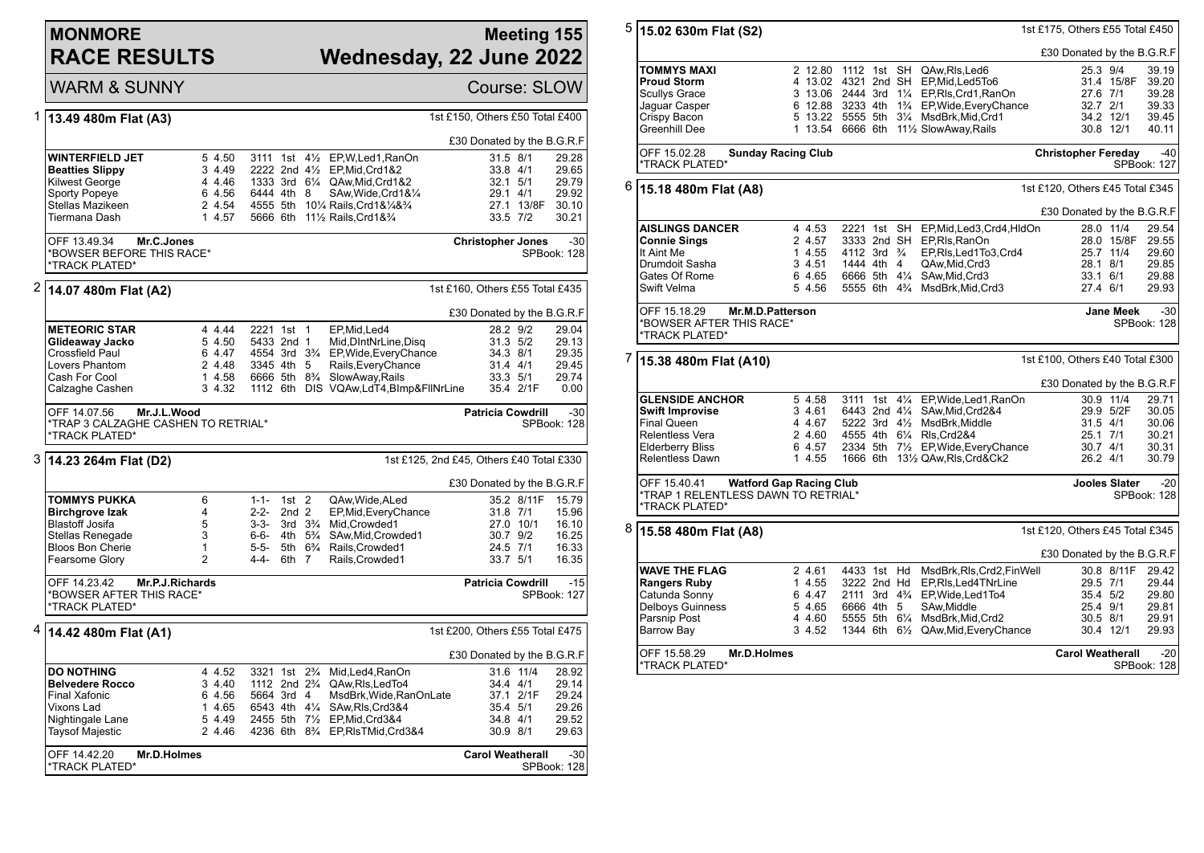# MONMORE RACE RESULTS

## Meeting 155 — Wednesday, 22 June 2022

WARM & SUNNY — Course: SLOW

### 1 — 13.49 480m Flat (A3)

1st £150, Others £50 Total £400 — £30 Donated by the B.G.R.F

| Greyhound | Trap | Sect. | Bends | Pos | Dist | Remarks | Wt | SP | Time |
|---|---|---|---|---|---|---|---|---|---|
| **WINTERFIELD JET** | 5 | 4.50 | 3111 | 1st | 4½ | EP,W,Led1,RanOn | 31.5 | 8/1 | 29.28 |
| **Beatties Slippy** | 3 | 4.49 | 2222 | 2nd | 4½ | EP,Mid,Crd1&2 | 33.8 | 4/1 | 29.65 |
| Kilwest George | 4 | 4.46 | 1333 | 3rd | 6¼ | QAw,Mid,Crd1&2 | 32.1 | 5/1 | 29.79 |
| Sporty Popeye | 6 | 4.56 | 6444 | 4th | 8 | SAw,Wide,Crd1&¼ | 29.1 | 4/1 | 29.92 |
| Stellas Mazikeen | 2 | 4.54 | 4555 | 5th | 10¼ | Rails,Crd1&¼&¾ | 27.1 | 13/8F | 30.10 |
| Tiermana Dash | 1 | 4.57 | 5666 | 6th | 11½ | Rails,Crd1&¾ | 33.5 | 7/2 | 30.21 |

OFF 13.49.34 **Mr.C.Jones** — **Christopher Jones** -30
*BOWSER BEFORE THIS RACE*
*TRACK PLATED* — SPBook: 128

### 2 — 14.07 480m Flat (A2)

1st £160, Others £55 Total £435 — £30 Donated by the B.G.R.F

| Greyhound | Trap | Sect. | Bends | Pos | Dist | Remarks | Wt | SP | Time |
|---|---|---|---|---|---|---|---|---|---|
| **METEORIC STAR** | 4 | 4.44 | 2221 | 1st | 1 | EP,Mid,Led4 | 28.2 | 9/2 | 29.04 |
| **Glideaway Jacko** | 5 | 4.50 | 5433 | 2nd | 1 | Mid,DIntNrLine,Disq | 31.3 | 5/2 | 29.13 |
| Crossfield Paul | 6 | 4.47 | 4554 | 3rd | 3¾ | EP,Wide,EveryChance | 34.3 | 8/1 | 29.35 |
| Lovers Phantom | 2 | 4.48 | 3345 | 4th | 5 | Rails,EveryChance | 31.4 | 4/1 | 29.45 |
| Cash For Cool | 1 | 4.58 | 6666 | 5th | 8¾ | SlowAway,Rails | 33.3 | 5/1 | 29.74 |
| Calzaghe Cashen | 3 | 4.32 | 1112 | 6th | DIS | VQAw,LdT4,BImp&FllNrLine | 35.4 | 2/1F | 0.00 |

OFF 14.07.56 **Mr.J.L.Wood** — **Patricia Cowdrill** -30
*TRAP 3 CALZAGHE CASHEN TO RETRIAL*
*TRACK PLATED* — SPBook: 128

### 3 — 14.23 264m Flat (D2)

1st £125, 2nd £45, Others £40 Total £330 — £30 Donated by the B.G.R.F

| Greyhound | Trap | Sect. | Bends | Pos | Dist | Remarks | Wt | SP | Time |
|---|---|---|---|---|---|---|---|---|---|
| **TOMMYS PUKKA** | 6 | | 1-1- | 1st | 2 | QAw,Wide,ALed | 35.2 | 8/11F | 15.79 |
| **Birchgrove Izak** | 4 | | 2-2- | 2nd | 2 | EP,Mid,EveryChance | 31.8 | 7/1 | 15.96 |
| Blastoff Josifa | 5 | | 3-3- | 3rd | 3¾ | Mid,Crowded1 | 27.0 | 10/1 | 16.10 |
| Stellas Renegade | 3 | | 6-6- | 4th | 5¾ | SAw,Mid,Crowded1 | 30.7 | 9/2 | 16.25 |
| Bloos Bon Cherie | 1 | | 5-5- | 5th | 6¾ | Rails,Crowded1 | 24.5 | 7/1 | 16.33 |
| Fearsome Glory | 2 | | 4-4- | 6th | 7 | Rails,Crowded1 | 33.7 | 5/1 | 16.35 |

OFF 14.23.42 **Mr.P.J.Richards** — **Patricia Cowdrill** -15
*BOWSER AFTER THIS RACE*
*TRACK PLATED* — SPBook: 127

### 4 — 14.42 480m Flat (A1)

1st £200, Others £55 Total £475 — £30 Donated by the B.G.R.F

| Greyhound | Trap | Sect. | Bends | Pos | Dist | Remarks | Wt | SP | Time |
|---|---|---|---|---|---|---|---|---|---|
| **DO NOTHING** | 4 | 4.52 | 3321 | 1st | 2¾ | Mid,Led4,RanOn | 31.6 | 11/4 | 28.92 |
| **Belvedere Rocco** | 3 | 4.40 | 1112 | 2nd | 2¾ | QAw,Rls,LedTo4 | 34.4 | 4/1 | 29.14 |
| Final Xafonic | 6 | 4.56 | 5664 | 3rd | 4 | MsdBrk,Wide,RanOnLate | 37.1 | 2/1F | 29.24 |
| Vixons Lad | 1 | 4.65 | 6543 | 4th | 4¼ | SAw,Rls,Crd3&4 | 35.4 | 5/1 | 29.26 |
| Nightingale Lane | 5 | 4.49 | 2455 | 5th | 7½ | EP,Mid,Crd3&4 | 34.8 | 4/1 | 29.52 |
| Taysof Majestic | 2 | 4.46 | 4236 | 6th | 8¾ | EP,RlsTMid,Crd3&4 | 30.9 | 8/1 | 29.63 |

OFF 14.42.20 **Mr.D.Holmes** — **Carol Weatherall** -30
*TRACK PLATED* — SPBook: 128

### 5 — 15.02 630m Flat (S2)

1st £175, Others £55 Total £450 — £30 Donated by the B.G.R.F

| Greyhound | Trap | Sect. | Bends | Pos | Dist | Remarks | Wt | SP | Time |
|---|---|---|---|---|---|---|---|---|---|
| **TOMMYS MAXI** | 2 | 12.80 | 1112 | 1st | SH | QAw,Rls,Led6 | 25.3 | 9/4 | 39.19 |
| **Proud Storm** | 4 | 13.02 | 4321 | 2nd | SH | EP,Mid,Led5To6 | 31.4 | 15/8F | 39.20 |
| Scullys Grace | 3 | 13.06 | 2444 | 3rd | 1¼ | EP,Rls,Crd1,RanOn | 27.6 | 7/1 | 39.28 |
| Jaguar Casper | 6 | 12.88 | 3233 | 4th | 1¾ | EP,Wide,EveryChance | 32.7 | 2/1 | 39.33 |
| Crispy Bacon | 5 | 13.22 | 5555 | 5th | 3¼ | MsdBrk,Mid,Crd1 | 34.2 | 12/1 | 39.45 |
| Greenhill Dee | 1 | 13.54 | 6666 | 6th | 11½ | SlowAway,Rails | 30.8 | 12/1 | 40.11 |

OFF 15.02.28 **Sunday Racing Club** — **Christopher Fereday** -40
*TRACK PLATED* — SPBook: 127

### 6 — 15.18 480m Flat (A8)

1st £120, Others £45 Total £345 — £30 Donated by the B.G.R.F

| Greyhound | Trap | Sect. | Bends | Pos | Dist | Remarks | Wt | SP | Time |
|---|---|---|---|---|---|---|---|---|---|
| **AISLINGS DANCER** | 4 | 4.53 | 2221 | 1st | SH | EP,Mid,Led3,Crd4,HldOn | 28.0 | 11/4 | 29.54 |
| **Connie Sings** | 2 | 4.57 | 3333 | 2nd | SH | EP,Rls,RanOn | 28.0 | 15/8F | 29.55 |
| It Aint Me | 1 | 4.55 | 4112 | 3rd | ¾ | EP,Rls,Led1To3,Crd4 | 25.7 | 11/4 | 29.60 |
| Drumdoit Sasha | 3 | 4.51 | 1444 | 4th | 4 | QAw,Mid,Crd3 | 28.1 | 8/1 | 29.85 |
| Gates Of Rome | 6 | 4.65 | 6666 | 5th | 4¼ | SAw,Mid,Crd3 | 33.1 | 6/1 | 29.88 |
| Swift Velma | 5 | 4.56 | 5555 | 6th | 4¾ | MsdBrk,Mid,Crd3 | 27.4 | 6/1 | 29.93 |

OFF 15.18.29 **Mr.M.D.Patterson** — **Jane Meek** -30
*BOWSER AFTER THIS RACE*
*TRACK PLATED* — SPBook: 128

### 7 — 15.38 480m Flat (A10)

1st £100, Others £40 Total £300 — £30 Donated by the B.G.R.F

| Greyhound | Trap | Sect. | Bends | Pos | Dist | Remarks | Wt | SP | Time |
|---|---|---|---|---|---|---|---|---|---|
| **GLENSIDE ANCHOR** | 5 | 4.58 | 3111 | 1st | 4¼ | EP,Wide,Led1,RanOn | 30.9 | 11/4 | 29.71 |
| **Swift Improvise** | 3 | 4.61 | 6443 | 2nd | 4¼ | SAw,Mid,Crd2&4 | 29.9 | 5/2F | 30.05 |
| Final Queen | 4 | 4.67 | 5222 | 3rd | 4½ | MsdBrk,Middle | 31.5 | 4/1 | 30.06 |
| Relentless Vera | 2 | 4.60 | 4555 | 4th | 6¼ | Rls,Crd2&4 | 25.1 | 7/1 | 30.21 |
| Elderberry Bliss | 6 | 4.57 | 2334 | 5th | 7½ | EP,Wide,EveryChance | 30.7 | 4/1 | 30.31 |
| Relentless Dawn | 1 | 4.55 | 1666 | 6th | 13½ | QAw,Rls,Crd&Ck2 | 26.2 | 4/1 | 30.79 |

OFF 15.40.41 **Watford Gap Racing Club** — **Jooles Slater** -20
*TRAP 1 RELENTLESS DAWN TO RETRIAL*
*TRACK PLATED* — SPBook: 128

### 8 — 15.58 480m Flat (A8)

1st £120, Others £45 Total £345 — £30 Donated by the B.G.R.F

| Greyhound | Trap | Sect. | Bends | Pos | Dist | Remarks | Wt | SP | Time |
|---|---|---|---|---|---|---|---|---|---|
| **WAVE THE FLAG** | 2 | 4.61 | 4433 | 1st | Hd | MsdBrk,Rls,Crd2,FinWell | 30.8 | 8/11F | 29.42 |
| **Rangers Ruby** | 1 | 4.55 | 3222 | 2nd | Hd | EP,Rls,Led4TNrLine | 29.5 | 7/1 | 29.44 |
| Catunda Sonny | 6 | 4.47 | 2111 | 3rd | 4¾ | EP,Wide,Led1To4 | 35.4 | 5/2 | 29.80 |
| Delboys Guinness | 5 | 4.65 | 6666 | 4th | 5 | SAw,Middle | 25.4 | 9/1 | 29.81 |
| Parsnip Post | 4 | 4.60 | 5555 | 5th | 6¼ | MsdBrk,Mid,Crd2 | 30.5 | 8/1 | 29.91 |
| Barrow Bay | 3 | 4.52 | 1344 | 6th | 6½ | QAw,Mid,EveryChance | 30.4 | 12/1 | 29.93 |

OFF 15.58.29 **Mr.D.Holmes** — **Carol Weatherall** -20
*TRACK PLATED* — SPBook: 128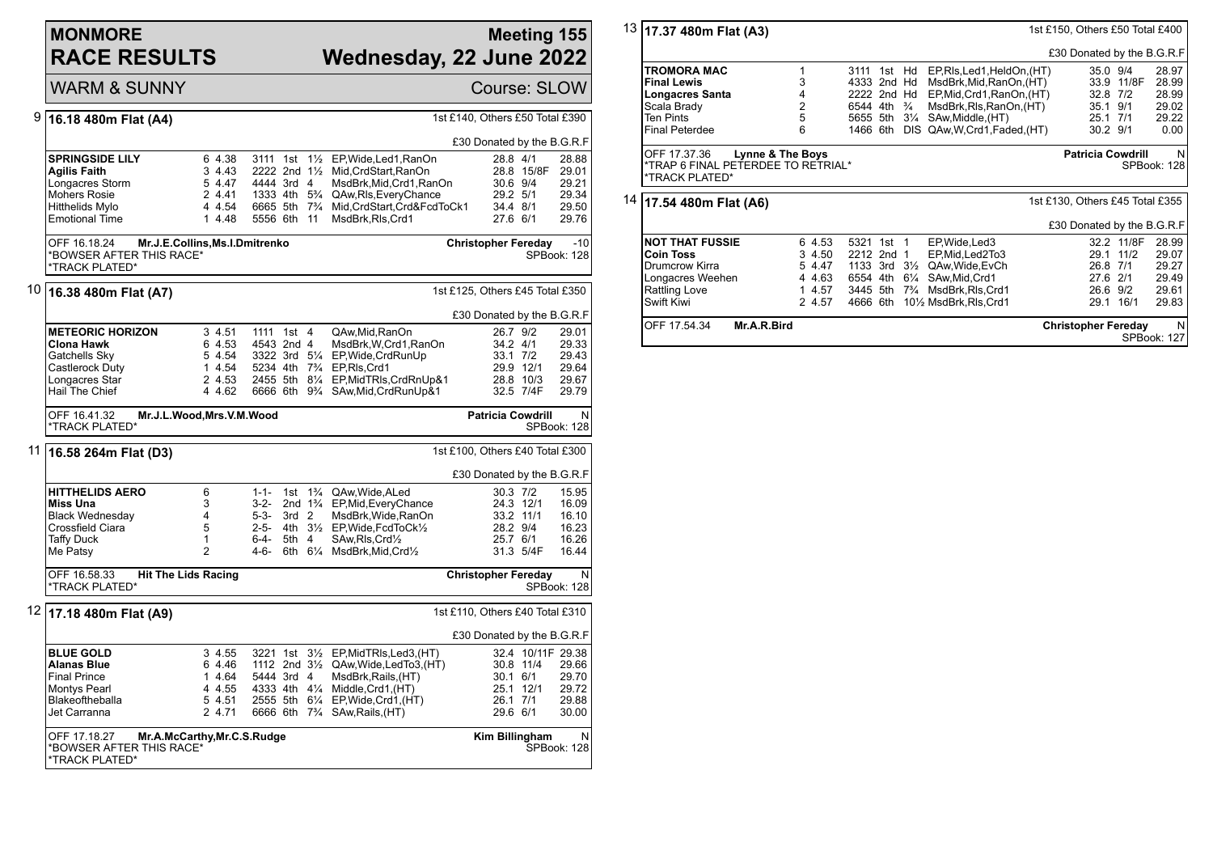# MONMORE RACE RESULTS

## Meeting 155 Wednesday, 22 June 2022

WARM & SUNNY — Course: SLOW

### 9 16.18 480m Flat (A4)

1st £140, Others £50 Total £390

£30 Donated by the B.G.R.F

| | | | | | | | | | |
|---|---|---|---|---|---|---|---|---|---|
| **SPRINGSIDE LILY** | 6 4.38 | 3111 | 1st | 1½ | EP,Wide,Led1,RanOn | 28.8 | 4/1 | 28.88 |
| **Agilis Faith** | 3 4.43 | 2222 | 2nd | 1½ | Mid,CrdStart,RanOn | 28.8 | 15/8F | 29.01 |
| Longacres Storm | 5 4.47 | 4444 | 3rd | 4 | MsdBrk,Mid,Crd1,RanOn | 30.6 | 9/4 | 29.21 |
| Mohers Rosie | 2 4.41 | 1333 | 4th | 5¾ | QAw,Rls,EveryChance | 29.2 | 5/1 | 29.34 |
| Hitthelids Mylo | 4 4.54 | 6665 | 5th | 7¾ | Mid,CrdStart,Crd&FcdToCk1 | 34.4 | 8/1 | 29.50 |
| Emotional Time | 1 4.48 | 5556 | 6th | 11 | MsdBrk,Rls,Crd1 | 27.6 | 6/1 | 29.76 |

OFF 16.18.24 Mr.J.E.Collins,Ms.I.Dmitrenko — Christopher Fereday -10
*BOWSER AFTER THIS RACE*
*TRACK PLATED* — SPBook: 128

### 10 16.38 480m Flat (A7)

1st £125, Others £45 Total £350

£30 Donated by the B.G.R.F

| | | | | | | | | |
|---|---|---|---|---|---|---|---|---|
| **METEORIC HORIZON** | 3 4.51 | 1111 | 1st | 4 | QAw,Mid,RanOn | 26.7 | 9/2 | 29.01 |
| **Clona Hawk** | 6 4.53 | 4543 | 2nd | 4 | MsdBrk,W,Crd1,RanOn | 34.2 | 4/1 | 29.33 |
| Gatchells Sky | 5 4.54 | 3322 | 3rd | 5¼ | EP,Wide,CrdRunUp | 33.1 | 7/2 | 29.43 |
| Castlerock Duty | 1 4.54 | 5234 | 4th | 7¾ | EP,Rls,Crd1 | 29.9 | 12/1 | 29.64 |
| Longacres Star | 2 4.53 | 2455 | 5th | 8¼ | EP,MidTRls,CrdRnUp&1 | 28.8 | 10/3 | 29.67 |
| Hail The Chief | 4 4.62 | 6666 | 6th | 9¾ | SAw,Mid,CrdRunUp&1 | 32.5 | 7/4F | 29.79 |

OFF 16.41.32 Mr.J.L.Wood,Mrs.V.M.Wood — Patricia Cowdrill N
*TRACK PLATED* — SPBook: 128

### 11 16.58 264m Flat (D3)

1st £100, Others £40 Total £300

£30 Donated by the B.G.R.F

| | | | | | | | | |
|---|---|---|---|---|---|---|---|---|
| **HITTHELIDS AERO** | 6 | 1-1- | 1st | 1¾ | QAw,Wide,ALed | 30.3 | 7/2 | 15.95 |
| **Miss Una** | 3 | 3-2- | 2nd | 1¾ | EP,Mid,EveryChance | 24.3 | 12/1 | 16.09 |
| Black Wednesday | 4 | 5-3- | 3rd | 2 | MsdBrk,Wide,RanOn | 33.2 | 11/1 | 16.10 |
| Crossfield Ciara | 5 | 2-5- | 4th | 3½ | EP,Wide,FcdToCk½ | 28.2 | 9/4 | 16.23 |
| Taffy Duck | 1 | 6-4- | 5th | 4 | SAw,Rls,Crd½ | 25.7 | 6/1 | 16.26 |
| Me Patsy | 2 | 4-6- | 6th | 6¼ | MsdBrk,Mid,Crd½ | 31.3 | 5/4F | 16.44 |

OFF 16.58.33 Hit The Lids Racing — Christopher Fereday N
*TRACK PLATED* — SPBook: 128

### 12 17.18 480m Flat (A9)

1st £110, Others £40 Total £310

£30 Donated by the B.G.R.F

| | | | | | | | | |
|---|---|---|---|---|---|---|---|---|
| **BLUE GOLD** | 3 4.55 | 3221 | 1st | 3½ | EP,MidTRls,Led3,(HT) | 32.4 | 10/11F | 29.38 |
| **Alanas Blue** | 6 4.46 | 1112 | 2nd | 3½ | QAw,Wide,LedTo3,(HT) | 30.8 | 11/4 | 29.66 |
| Final Prince | 1 4.64 | 5444 | 3rd | 4 | MsdBrk,Rails,(HT) | 30.1 | 6/1 | 29.70 |
| Montys Pearl | 4 4.55 | 4333 | 4th | 4¼ | Middle,Crd1,(HT) | 25.1 | 12/1 | 29.72 |
| Blakeoftheballa | 5 4.51 | 2555 | 5th | 6¼ | EP,Wide,Crd1,(HT) | 26.1 | 7/1 | 29.88 |
| Jet Carranna | 2 4.71 | 6666 | 6th | 7¾ | SAw,Rails,(HT) | 29.6 | 6/1 | 30.00 |

OFF 17.18.27 Mr.A.McCarthy,Mr.C.S.Rudge — Kim Billingham N
*BOWSER AFTER THIS RACE*
*TRACK PLATED* — SPBook: 128

### 13 17.37 480m Flat (A3)

1st £150, Others £50 Total £400

£30 Donated by the B.G.R.F

| | | | | | | | | |
|---|---|---|---|---|---|---|---|---|
| **TROMORA MAC** | 1 | 3111 | 1st | Hd | EP,Rls,Led1,HeldOn,(HT) | 35.0 | 9/4 | 28.97 |
| **Final Lewis** | 3 | 4333 | 2nd | Hd | MsdBrk,Mid,RanOn,(HT) | 33.9 | 11/8F | 28.99 |
| **Longacres Santa** | 4 | 2222 | 2nd | Hd | EP,Mid,Crd1,RanOn,(HT) | 32.8 | 7/2 | 28.99 |
| Scala Brady | 2 | 6544 | 4th | ¾ | MsdBrk,Rls,RanOn,(HT) | 35.1 | 9/1 | 29.02 |
| Ten Pints | 5 | 5655 | 5th | 3¼ | SAw,Middle,(HT) | 25.1 | 7/1 | 29.22 |
| Final Peterdee | 6 | 1466 | 6th | DIS | QAw,W,Crd1,Faded,(HT) | 30.2 | 9/1 | 0.00 |

OFF 17.37.36 Lynne & The Boys — Patricia Cowdrill N
*TRAP 6 FINAL PETERDEE TO RETRIAL*
*TRACK PLATED* — SPBook: 128

### 14 17.54 480m Flat (A6)

1st £130, Others £45 Total £355

£30 Donated by the B.G.R.F

| | | | | | | | | |
|---|---|---|---|---|---|---|---|---|
| **NOT THAT FUSSIE** | 6 4.53 | 5321 | 1st | 1 | EP,Wide,Led3 | 32.2 | 11/8F | 28.99 |
| **Coin Toss** | 3 4.50 | 2212 | 2nd | 1 | EP,Mid,Led2To3 | 29.1 | 11/2 | 29.07 |
| Drumcrow Kirra | 5 4.47 | 1133 | 3rd | 3½ | QAw,Wide,EvCh | 26.8 | 7/1 | 29.27 |
| Longacres Weehen | 4 4.63 | 6554 | 4th | 6¼ | SAw,Mid,Crd1 | 27.6 | 2/1 | 29.49 |
| Rattling Love | 1 4.57 | 3445 | 5th | 7¾ | MsdBrk,Rls,Crd1 | 26.6 | 9/2 | 29.61 |
| Swift Kiwi | 2 4.57 | 4666 | 6th | 10½ | MsdBrk,Rls,Crd1 | 29.1 | 16/1 | 29.83 |

OFF 17.54.34 Mr.A.R.Bird — Christopher Fereday N
SPBook: 127